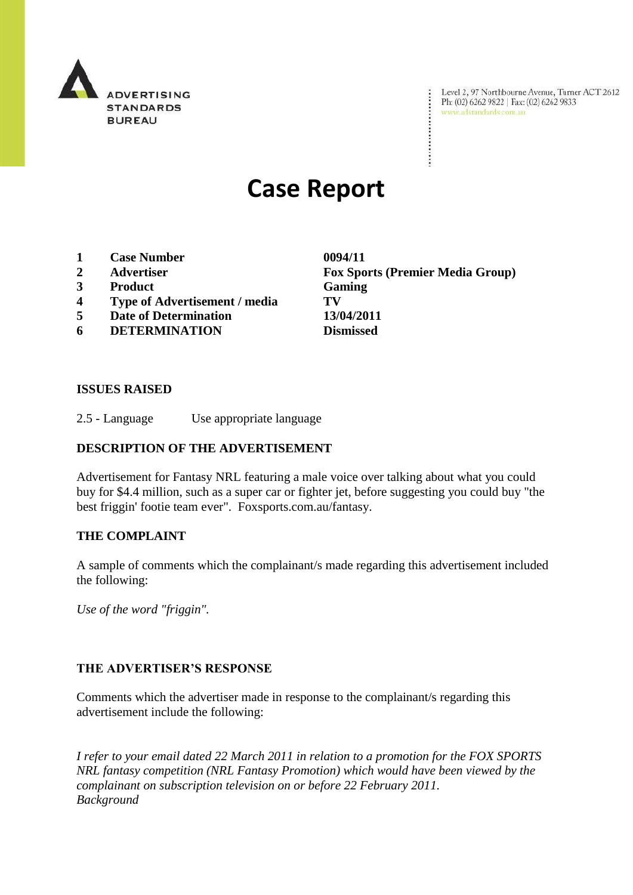ADVERTISING STANDARDS BUREAU

Level 2, 97 Northbourne Avenue, Turner ACT 2612
Ph: (02) 6262 9822 | Fax: (02) 6262 9833
www.adstandards.com.au

# Case Report

| | | |
|---|---|---|
| **1** | **Case Number** | **0094/11** |
| **2** | **Advertiser** | **Fox Sports (Premier Media Group)** |
| **3** | **Product** | **Gaming** |
| **4** | **Type of Advertisement / media** | **TV** |
| **5** | **Date of Determination** | **13/04/2011** |
| **6** | **DETERMINATION** | **Dismissed** |

**ISSUES RAISED**

2.5 - Language Use appropriate language

**DESCRIPTION OF THE ADVERTISEMENT**

Advertisement for Fantasy NRL featuring a male voice over talking about what you could buy for $4.4 million, such as a super car or fighter jet, before suggesting you could buy "the best friggin' footie team ever". Foxsports.com.au/fantasy.

**THE COMPLAINT**

A sample of comments which the complainant/s made regarding this advertisement included the following:

*Use of the word "friggin".*

**THE ADVERTISER'S RESPONSE**

Comments which the advertiser made in response to the complainant/s regarding this advertisement include the following:

*I refer to your email dated 22 March 2011 in relation to a promotion for the FOX SPORTS NRL fantasy competition (NRL Fantasy Promotion) which would have been viewed by the complainant on subscription television on or before 22 February 2011.*
*Background*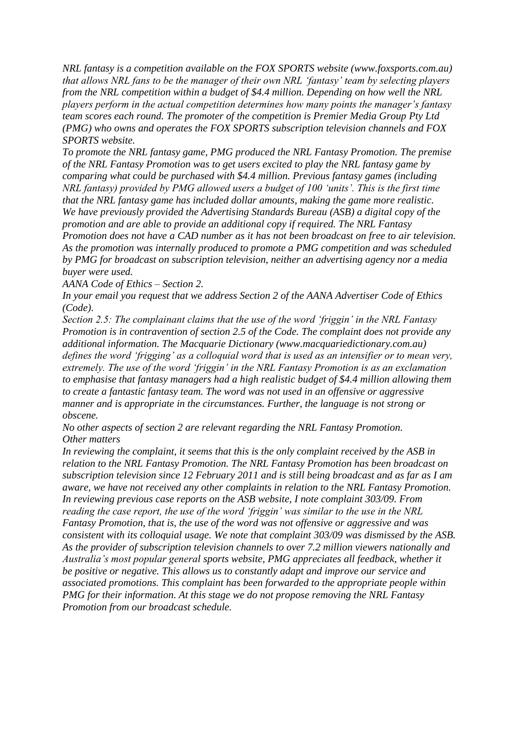*NRL fantasy is a competition available on the FOX SPORTS website (www.foxsports.com.au) that allows NRL fans to be the manager of their own NRL 'fantasy' team by selecting players from the NRL competition within a budget of $4.4 million. Depending on how well the NRL players perform in the actual competition determines how many points the manager's fantasy team scores each round. The promoter of the competition is Premier Media Group Pty Ltd (PMG) who owns and operates the FOX SPORTS subscription television channels and FOX SPORTS website.*

*To promote the NRL fantasy game, PMG produced the NRL Fantasy Promotion. The premise of the NRL Fantasy Promotion was to get users excited to play the NRL fantasy game by comparing what could be purchased with $4.4 million. Previous fantasy games (including NRL fantasy) provided by PMG allowed users a budget of 100 'units'. This is the first time that the NRL fantasy game has included dollar amounts, making the game more realistic.*

*We have previously provided the Advertising Standards Bureau (ASB) a digital copy of the promotion and are able to provide an additional copy if required. The NRL Fantasy Promotion does not have a CAD number as it has not been broadcast on free to air television. As the promotion was internally produced to promote a PMG competition and was scheduled by PMG for broadcast on subscription television, neither an advertising agency nor a media buyer were used.*

*AANA Code of Ethics – Section 2.*

*In your email you request that we address Section 2 of the AANA Advertiser Code of Ethics (Code).*

*Section 2.5: The complainant claims that the use of the word 'friggin' in the NRL Fantasy Promotion is in contravention of section 2.5 of the Code. The complaint does not provide any additional information. The Macquarie Dictionary (www.macquariedictionary.com.au) defines the word 'frigging' as a colloquial word that is used as an intensifier or to mean very, extremely. The use of the word 'friggin' in the NRL Fantasy Promotion is as an exclamation to emphasise that fantasy managers had a high realistic budget of $4.4 million allowing them to create a fantastic fantasy team. The word was not used in an offensive or aggressive manner and is appropriate in the circumstances. Further, the language is not strong or obscene.*

*No other aspects of section 2 are relevant regarding the NRL Fantasy Promotion.*

*Other matters*

*In reviewing the complaint, it seems that this is the only complaint received by the ASB in relation to the NRL Fantasy Promotion. The NRL Fantasy Promotion has been broadcast on subscription television since 12 February 2011 and is still being broadcast and as far as I am aware, we have not received any other complaints in relation to the NRL Fantasy Promotion. In reviewing previous case reports on the ASB website, I note complaint 303/09. From reading the case report, the use of the word 'friggin' was similar to the use in the NRL Fantasy Promotion, that is, the use of the word was not offensive or aggressive and was consistent with its colloquial usage. We note that complaint 303/09 was dismissed by the ASB. As the provider of subscription television channels to over 7.2 million viewers nationally and Australia's most popular general sports website, PMG appreciates all feedback, whether it be positive or negative. This allows us to constantly adapt and improve our service and associated promotions. This complaint has been forwarded to the appropriate people within PMG for their information. At this stage we do not propose removing the NRL Fantasy Promotion from our broadcast schedule.*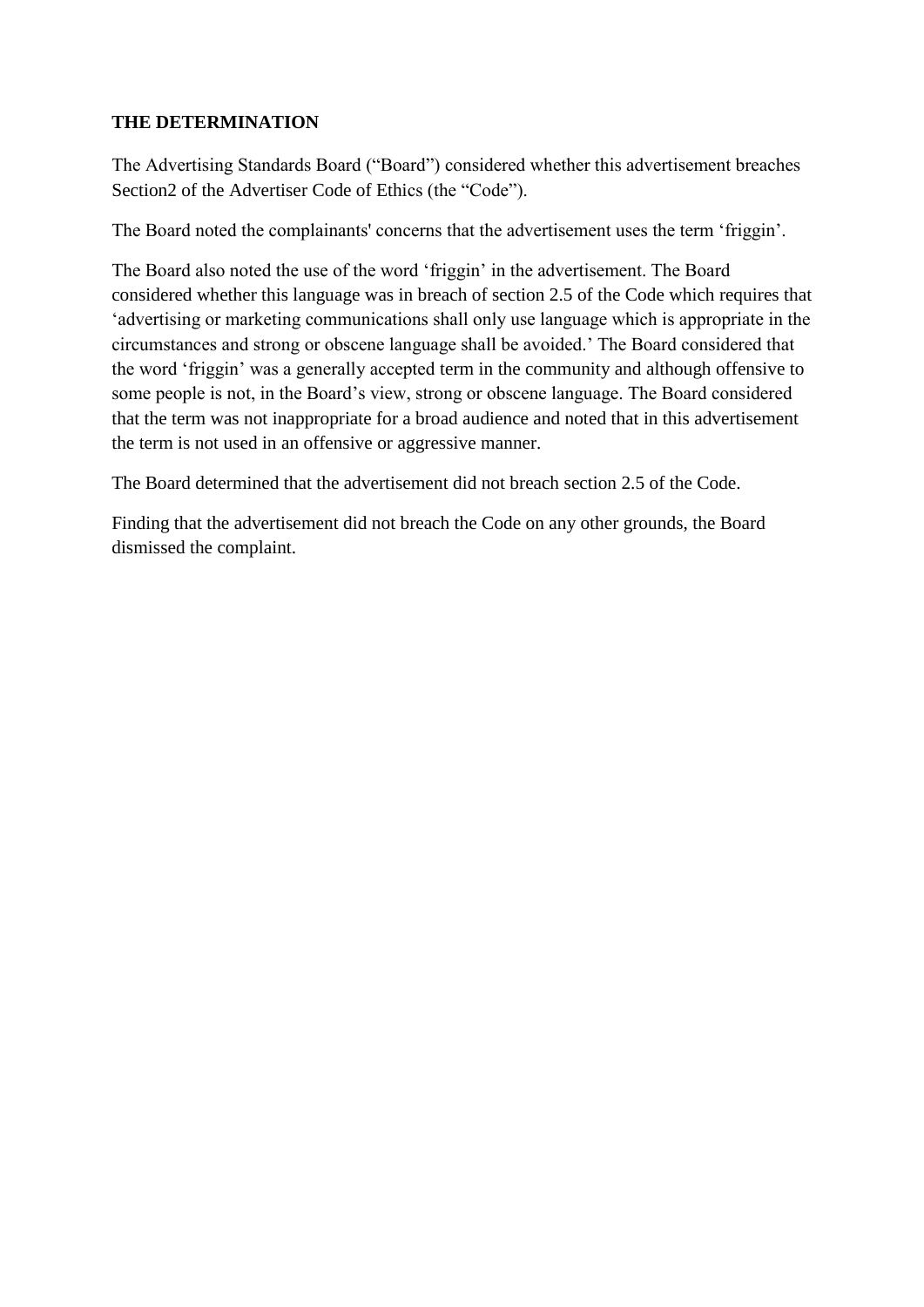**THE DETERMINATION**

The Advertising Standards Board ("Board") considered whether this advertisement breaches Section2 of the Advertiser Code of Ethics (the "Code").

The Board noted the complainants' concerns that the advertisement uses the term 'friggin'.

The Board also noted the use of the word 'friggin' in the advertisement. The Board considered whether this language was in breach of section 2.5 of the Code which requires that 'advertising or marketing communications shall only use language which is appropriate in the circumstances and strong or obscene language shall be avoided.' The Board considered that the word 'friggin' was a generally accepted term in the community and although offensive to some people is not, in the Board's view, strong or obscene language. The Board considered that the term was not inappropriate for a broad audience and noted that in this advertisement the term is not used in an offensive or aggressive manner.

The Board determined that the advertisement did not breach section 2.5 of the Code.

Finding that the advertisement did not breach the Code on any other grounds, the Board dismissed the complaint.